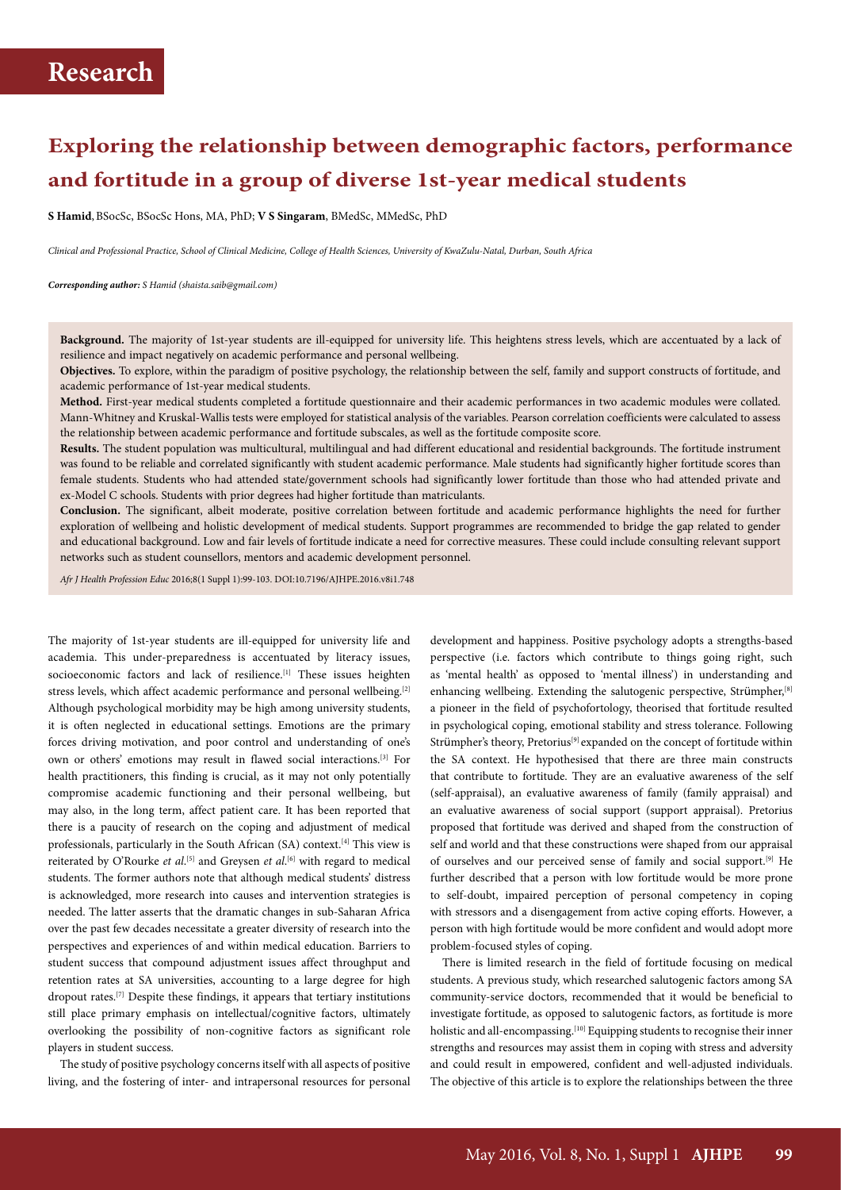# Research

## Exploring the relationship between demographic factors, performance and fortitude in a group of diverse 1st-year medical students

**S Hamid**, BSocSc, BSocSc Hons, MA, PhD; **V S Singaram**, BMedSc, MMedSc, PhD

*Clinical and Professional Practice, School of Clinical Medicine, College of Health Sciences, University of KwaZulu-Natal, Durban, South Africa*

***Corresponding author:*** *S Hamid (shaista.saib@gmail.com)*

**Background.** The majority of 1st-year students are ill-equipped for university life. This heightens stress levels, which are accentuated by a lack of resilience and impact negatively on academic performance and personal wellbeing.

**Objectives.** To explore, within the paradigm of positive psychology, the relationship between the self, family and support constructs of fortitude, and academic performance of 1st-year medical students.

**Method.** First-year medical students completed a fortitude questionnaire and their academic performances in two academic modules were collated. Mann-Whitney and Kruskal-Wallis tests were employed for statistical analysis of the variables. Pearson correlation coefficients were calculated to assess the relationship between academic performance and fortitude subscales, as well as the fortitude composite score.

**Results.** The student population was multicultural, multilingual and had different educational and residential backgrounds. The fortitude instrument was found to be reliable and correlated significantly with student academic performance. Male students had significantly higher fortitude scores than female students. Students who had attended state/government schools had significantly lower fortitude than those who had attended private and ex-Model C schools. Students with prior degrees had higher fortitude than matriculants.

**Conclusion.** The significant, albeit moderate, positive correlation between fortitude and academic performance highlights the need for further exploration of wellbeing and holistic development of medical students. Support programmes are recommended to bridge the gap related to gender and educational background. Low and fair levels of fortitude indicate a need for corrective measures. These could include consulting relevant support networks such as student counsellors, mentors and academic development personnel.

*Afr J Health Profession Educ* 2016;8(1 Suppl 1):99-103. DOI:10.7196/AJHPE.2016.v8i1.748

The majority of 1st-year students are ill-equipped for university life and academia. This under-preparedness is accentuated by literacy issues, socioeconomic factors and lack of resilience.[1] These issues heighten stress levels, which affect academic performance and personal wellbeing.[2] Although psychological morbidity may be high among university students, it is often neglected in educational settings. Emotions are the primary forces driving motivation, and poor control and understanding of one's own or others' emotions may result in flawed social interactions.[3] For health practitioners, this finding is crucial, as it may not only potentially compromise academic functioning and their personal wellbeing, but may also, in the long term, affect patient care. It has been reported that there is a paucity of research on the coping and adjustment of medical professionals, particularly in the South African (SA) context.[4] This view is reiterated by O'Rourke *et al*.[5] and Greysen *et al*.[6] with regard to medical students. The former authors note that although medical students' distress is acknowledged, more research into causes and intervention strategies is needed. The latter asserts that the dramatic changes in sub-Saharan Africa over the past few decades necessitate a greater diversity of research into the perspectives and experiences of and within medical education. Barriers to student success that compound adjustment issues affect throughput and retention rates at SA universities, accounting to a large degree for high dropout rates.[7] Despite these findings, it appears that tertiary institutions still place primary emphasis on intellectual/cognitive factors, ultimately overlooking the possibility of non-cognitive factors as significant role players in student success.

The study of positive psychology concerns itself with all aspects of positive living, and the fostering of inter- and intrapersonal resources for personal development and happiness. Positive psychology adopts a strengths-based perspective (i.e. factors which contribute to things going right, such as 'mental health' as opposed to 'mental illness') in understanding and enhancing wellbeing. Extending the salutogenic perspective, Strümpher,[8] a pioneer in the field of psychofortology, theorised that fortitude resulted in psychological coping, emotional stability and stress tolerance. Following Strümpher's theory, Pretorius[9] expanded on the concept of fortitude within the SA context. He hypothesised that there are three main constructs that contribute to fortitude. They are an evaluative awareness of the self (self-appraisal), an evaluative awareness of family (family appraisal) and an evaluative awareness of social support (support appraisal). Pretorius proposed that fortitude was derived and shaped from the construction of self and world and that these constructions were shaped from our appraisal of ourselves and our perceived sense of family and social support.[9] He further described that a person with low fortitude would be more prone to self-doubt, impaired perception of personal competency in coping with stressors and a disengagement from active coping efforts. However, a person with high fortitude would be more confident and would adopt more problem-focused styles of coping.

There is limited research in the field of fortitude focusing on medical students. A previous study, which researched salutogenic factors among SA community-service doctors, recommended that it would be beneficial to investigate fortitude, as opposed to salutogenic factors, as fortitude is more holistic and all-encompassing.[10] Equipping students to recognise their inner strengths and resources may assist them in coping with stress and adversity and could result in empowered, confident and well-adjusted individuals. The objective of this article is to explore the relationships between the three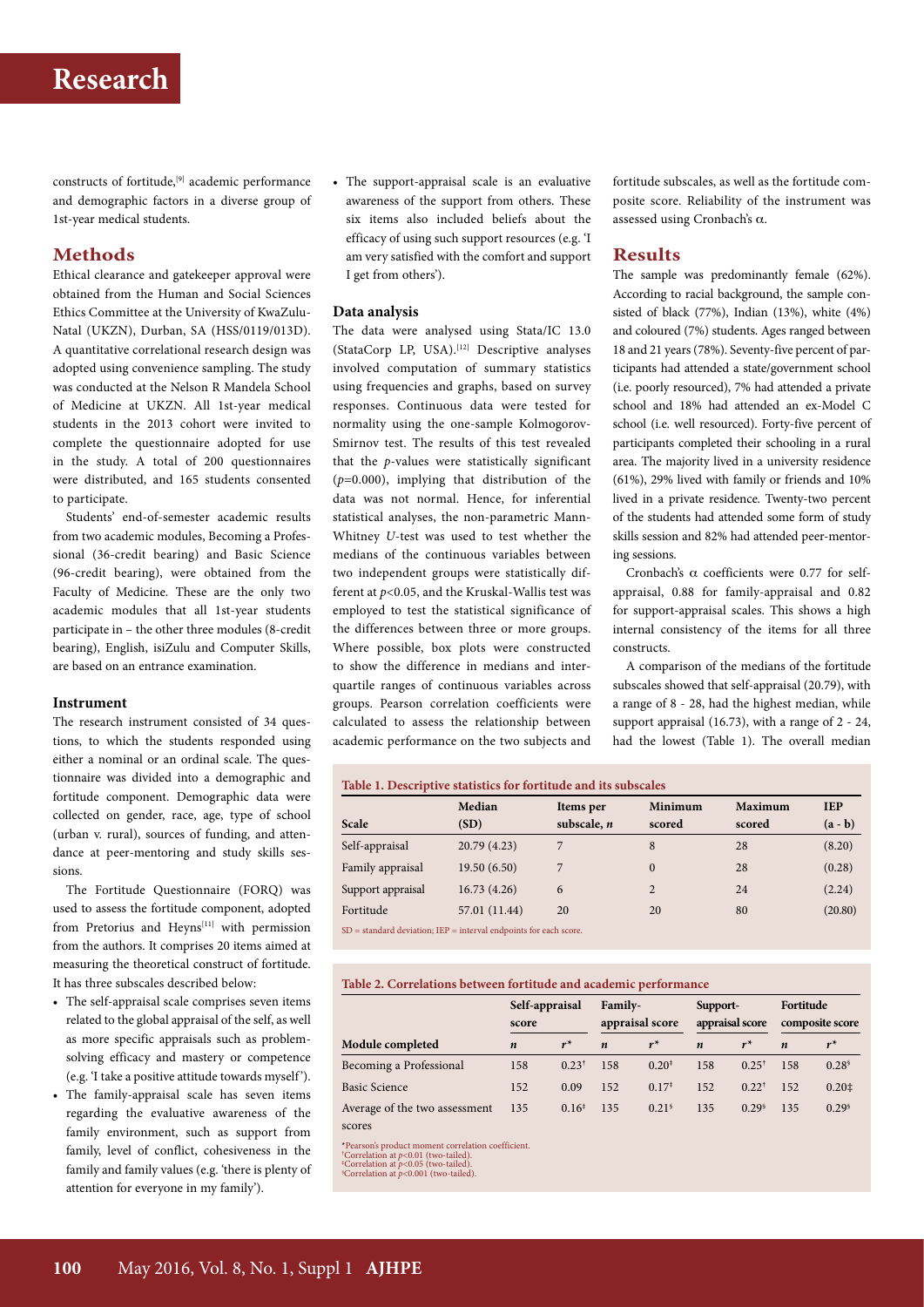constructs of fortitude,[9] academic performance and demographic factors in a diverse group of 1st-year medical students.

## Methods

Ethical clearance and gatekeeper approval were obtained from the Human and Social Sciences Ethics Committee at the University of KwaZulu-Natal (UKZN), Durban, SA (HSS/0119/013D). A quantitative correlational research design was adopted using convenience sampling. The study was conducted at the Nelson R Mandela School of Medicine at UKZN. All 1st-year medical students in the 2013 cohort were invited to complete the questionnaire adopted for use in the study. A total of 200 questionnaires were distributed, and 165 students consented to participate.

Students' end-of-semester academic results from two academic modules, Becoming a Professional (36-credit bearing) and Basic Science (96-credit bearing), were obtained from the Faculty of Medicine. These are the only two academic modules that all 1st-year students participate in – the other three modules (8-credit bearing), English, isiZulu and Computer Skills, are based on an entrance examination.

### Instrument

The research instrument consisted of 34 questions, to which the students responded using either a nominal or an ordinal scale. The questionnaire was divided into a demographic and fortitude component. Demographic data were collected on gender, race, age, type of school (urban v. rural), sources of funding, and attendance at peer-mentoring and study skills sessions.

The Fortitude Questionnaire (FORQ) was used to assess the fortitude component, adopted from Pretorius and Heyns[11] with permission from the authors. It comprises 20 items aimed at measuring the theoretical construct of fortitude. It has three subscales described below:

- The self-appraisal scale comprises seven items related to the global appraisal of the self, as well as more specific appraisals such as problem-solving efficacy and mastery or competence (e.g. 'I take a positive attitude towards myself').
- The family-appraisal scale has seven items regarding the evaluative awareness of the family environment, such as support from family, level of conflict, cohesiveness in the family and family values (e.g. 'there is plenty of attention for everyone in my family').
- The support-appraisal scale is an evaluative awareness of the support from others. These six items also included beliefs about the efficacy of using such support resources (e.g. 'I am very satisfied with the comfort and support I get from others').

### Data analysis

The data were analysed using Stata/IC 13.0 (StataCorp LP, USA).[12] Descriptive analyses involved computation of summary statistics using frequencies and graphs, based on survey responses. Continuous data were tested for normality using the one-sample Kolmogorov-Smirnov test. The results of this test revealed that the *p*-values were statistically significant ($p$=0.000), implying that distribution of the data was not normal. Hence, for inferential statistical analyses, the non-parametric Mann-Whitney *U*-test was used to test whether the medians of the continuous variables between two independent groups were statistically different at $p$<0.05, and the Kruskal-Wallis test was employed to test the statistical significance of the differences between three or more groups. Where possible, box plots were constructed to show the difference in medians and interquartile ranges of continuous variables across groups. Pearson correlation coefficients were calculated to assess the relationship between academic performance on the two subjects and fortitude subscales, as well as the fortitude composite score. Reliability of the instrument was assessed using Cronbach's α.

## Results

The sample was predominantly female (62%). According to racial background, the sample consisted of black (77%), Indian (13%), white (4%) and coloured (7%) students. Ages ranged between 18 and 21 years (78%). Seventy-five percent of participants had attended a state/government school (i.e. poorly resourced), 7% had attended a private school and 18% had attended an ex-Model C school (i.e. well resourced). Forty-five percent of participants completed their schooling in a rural area. The majority lived in a university residence (61%), 29% lived with family or friends and 10% lived in a private residence. Twenty-two percent of the students had attended some form of study skills session and 82% had attended peer-mentoring sessions.

Cronbach's α coefficients were 0.77 for self-appraisal, 0.88 for family-appraisal and 0.82 for support-appraisal scales. This shows a high internal consistency of the items for all three constructs.

A comparison of the medians of the fortitude subscales showed that self-appraisal (20.79), with a range of 8 - 28, had the highest median, while support appraisal (16.73), with a range of 2 - 24, had the lowest (Table 1). The overall median

**Table 1. Descriptive statistics for fortitude and its subscales**

| Scale | Median (SD) | Items per subscale, *n* | Minimum scored | Maximum scored | IEP (a - b) |
|---|---|---|---|---|---|
| Self-appraisal | 20.79 (4.23) | 7 | 8 | 28 | (8.20) |
| Family appraisal | 19.50 (6.50) | 7 | 0 | 28 | (0.28) |
| Support appraisal | 16.73 (4.26) | 6 | 2 | 24 | (2.24) |
| Fortitude | 57.01 (11.44) | 20 | 20 | 80 | (20.80) |

SD = standard deviation; IEP = interval endpoints for each score.

**Table 2. Correlations between fortitude and academic performance**

| | Self-appraisal score | | Family-appraisal score | | Support-appraisal score | | Fortitude composite score | |
|---|---|---|---|---|---|---|---|---|
| Module completed | *n* | *r** | *n* | *r** | *n* | *r** | *n* | *r** |
| Becoming a Professional | 158 | 0.23† | 158 | 0.20‡ | 158 | 0.25† | 158 | 0.28§ |
| Basic Science | 152 | 0.09 | 152 | 0.17† | 152 | 0.22† | 152 | 0.20‡ |
| Average of the two assessment scores | 135 | 0.16‡ | 135 | 0.21§ | 135 | 0.29§ | 135 | 0.29§ |

*Pearson's product moment correlation coefficient.
†Correlation at $p$<0.01 (two-tailed).
‡Correlation at $p$<0.05 (two-tailed).
§Correlation at $p$<0.001 (two-tailed).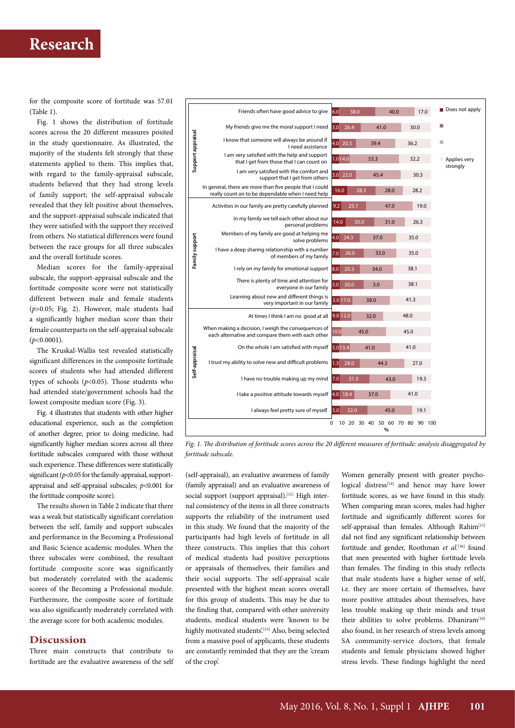for the composite score of fortitude was 57.01 (Table 1).

Fig. 1 shows the distribution of fortitude scores across the 20 different measures posited in the study questionnaire. As illustrated, the majority of the students felt strongly that these statements applied to them. This implies that, with regard to the family-appraisal subscale, students believed that they had strong levels of family support; the self-appraisal subscale revealed that they felt positive about themselves, and the support-appraisal subscale indicated that they were satisfied with the support they received from others. No statistical differences were found between the race groups for all three subscales and the overall fortitude scores.

Median scores for the family-appraisal subscale, the support-appraisal subscale and the fortitude composite score were not statistically different between male and female students ($p$>0.05; Fig. 2). However, male students had a significantly higher median score than their female counterparts on the self-appraisal subscale ($p$<0.0001).

The Kruskal-Wallis test revealed statistically significant differences in the composite fortitude scores of students who had attended different types of schools ($p$<0.05). Those students who had attended state/government schools had the lowest composite median score (Fig. 3).

Fig. 4 illustrates that students with other higher educational experience, such as the completion of another degree, prior to doing medicine, had significantly higher median scores across all three fortitude subscales compared with those without such experience. These differences were statistically significant ($p$<0.05 for the family-appraisal, support-appraisal and self-appraisal subscales; $p$<0.001 for the fortitude composite score).

The results shown in Table 2 indicate that there was a weak but statistically significant correlation between the self, family and support subscales and performance in the Becoming a Professional and Basic Science academic modules. When the three subscales were combined, the resultant fortitude composite score was significantly but moderately correlated with the academic scores of the Becoming a Professional module. Furthermore, the composite score of fortitude was also significantly moderately correlated with the average score for both academic modules.

| Subscale | Item | Does not apply | | | Applies very strongly |
|---|---|---|---|---|---|
| Support appraisal | Friends often have good advice to give | 6.0 | 38.0 | 40.0 | 17.0 |
| | My friends give me the moral support I need | 3.0 | 26.4 | 41.0 | 30.0 |
| | I know that someone will always be around if I need assistance | 4.0 | 20.3 | 39.4 | 36.2 |
| | I am very satisfied with the help and support that I get from those that I can count on | 1.0 | 14.0 | 53.3 | 32.2 |
| | I am very satisfied with the comfort and support that I get from others | 3.0 | 22.0 | 45.4 | 30.3 |
| | In general, there are more than five people that I could really count on to be dependable when I need help | 16.0 | 28.3 | 28.0 | 28.2 |
| Family support | Activities in our family are pretty carefully planned | 9.2 | 25.1 | 47.0 | 19.0 |
| | In my family we tell each other about our personal problems | 14.0 | 30.0 | 31.0 | 26.3 |
| | Members of my family are good at helping me solve problems | 4.0 | 24.3 | 37.0 | 35.0 |
| | I have a deep sharing relationship with a number of members of my family | 7.0 | 26.0 | 33.0 | 35.0 |
| | I rely on my family for emotional support | 8.0 | 20.3 | 34.0 | 38.1 |
| | There is plenty of time and attention for everyone in our family | 3.0 | 30.0 | 3.0 | 38.1 |
| | Learning about new and different things is very important in our family | 3.0 | 17.0 | 38.0 | 41.3 |
| Self-appraisal | At times I think I am no good at all | 9.0 | 12.0 | 32.0 | 48.0 |
| | When making a decision, I weigh the consequences of each alternative and compare them with each other | 10.0 | | 45.0 | 45.0 |
| | On the whole I am satisfied with myself | 5.0 | 13.4 | 41.0 | 41.0 |
| | I trust my ability to solve new and difficult problems | 1.3 | 28.0 | 44.3 | 27.0 |
| | I have no trouble making up my mind | 7.0 | 31.3 | 43.0 | 19.3 |
| | I take a positive attitude towards myself | 4.0 | 18.4 | 37.0 | 41.0 |
| | I always feel pretty sure of myself | 5.0 | 32.0 | 45.0 | 19.1 |

*Fig. 1. The distribution of fortitude scores across the 20 different measures of fortitude: analysis disaggregated by fortitude subscale.*

## Discussion

Three main constructs that contribute to fortitude are the evaluative awareness of the self (self-appraisal), an evaluative awareness of family (family appraisal) and an evaluative awareness of social support (support appraisal).[11] High internal consistency of the items in all three constructs supports the reliability of the instrument used in this study. We found that the majority of the participants had high levels of fortitude in all three constructs. This implies that this cohort of medical students had positive perceptions or appraisals of themselves, their families and their social supports. The self-appraisal scale presented with the highest mean scores overall for this group of students. This may be due to the finding that, compared with other university students, medical students were 'known to be highly motivated students'.[13] Also, being selected from a massive pool of applicants, these students are constantly reminded that they are the 'cream of the crop'.

Women generally present with greater psychological distress[14] and hence may have lower fortitude scores, as we have found in this study. When comparing mean scores, males had higher fortitude and significantly different scores for self-appraisal than females. Although Rahim[15] did not find any significant relationship between fortitude and gender, Roothman *et al.*[16] found that men presented with higher fortitude levels than females. The finding in this study reflects that male students have a higher sense of self, i.e. they are more certain of themselves, have more positive attitudes about themselves, have less trouble making up their minds and trust their abilities to solve problems. Dhaniram[10] also found, in her research of stress levels among SA community-service doctors, that female students and female physicians showed higher stress levels. These findings highlight the need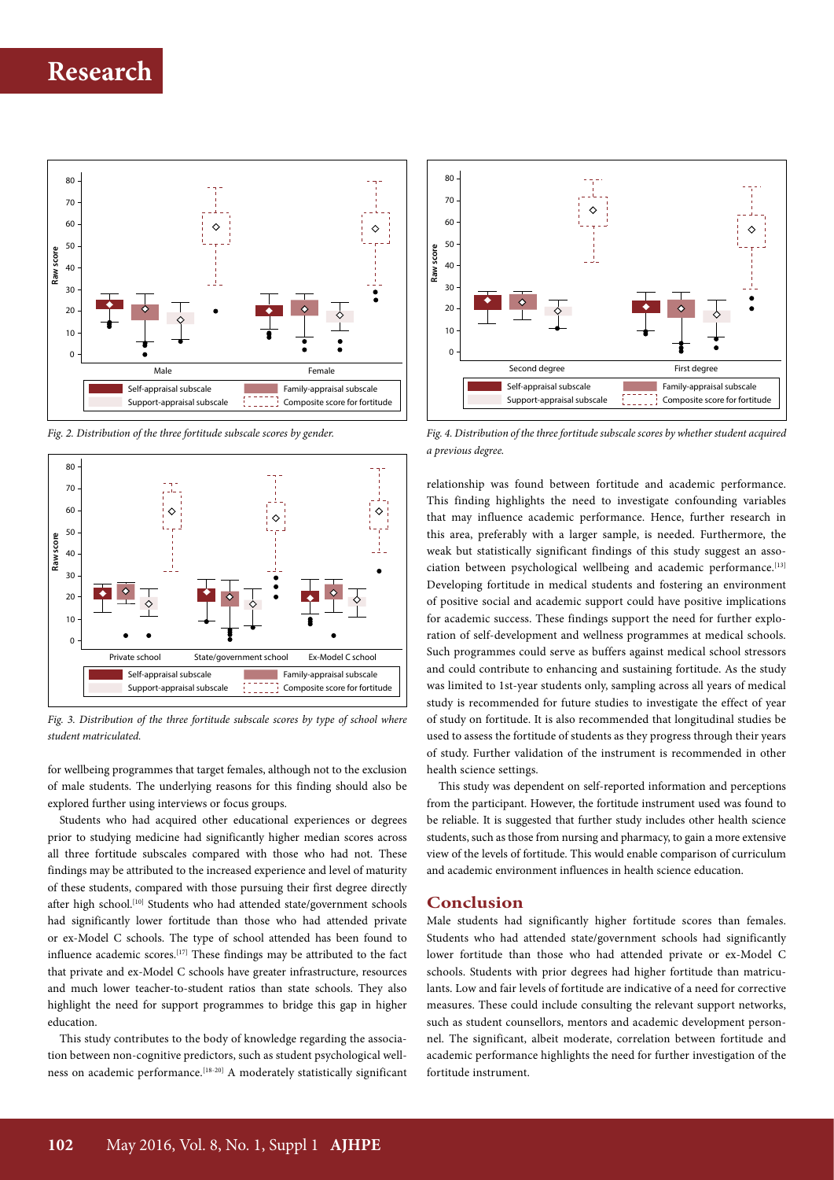Fig. 2. Distribution of the three fortitude subscale scores by gender.

Fig. 3. Distribution of the three fortitude subscale scores by type of school where student matriculated.

for wellbeing programmes that target females, although not to the exclusion of male students. The underlying reasons for this finding should also be explored further using interviews or focus groups.

Students who had acquired other educational experiences or degrees prior to studying medicine had significantly higher median scores across all three fortitude subscales compared with those who had not. These findings may be attributed to the increased experience and level of maturity of these students, compared with those pursuing their first degree directly after high school.[10] Students who had attended state/government schools had significantly lower fortitude than those who had attended private or ex-Model C schools. The type of school attended has been found to influence academic scores.[17] These findings may be attributed to the fact that private and ex-Model C schools have greater infrastructure, resources and much lower teacher-to-student ratios than state schools. They also highlight the need for support programmes to bridge this gap in higher education.

This study contributes to the body of knowledge regarding the association between non-cognitive predictors, such as student psychological wellness on academic performance.[18-20] A moderately statistically significant relationship was found between fortitude and academic performance. This finding highlights the need to investigate confounding variables that may influence academic performance. Hence, further research in this area, preferably with a larger sample, is needed. Furthermore, the weak but statistically significant findings of this study suggest an association between psychological wellbeing and academic performance.[13] Developing fortitude in medical students and fostering an environment of positive social and academic support could have positive implications for academic success. These findings support the need for further exploration of self-development and wellness programmes at medical schools. Such programmes could serve as buffers against medical school stressors and could contribute to enhancing and sustaining fortitude. As the study was limited to 1st-year students only, sampling across all years of medical study is recommended for future studies to investigate the effect of year of study on fortitude. It is also recommended that longitudinal studies be used to assess the fortitude of students as they progress through their years of study. Further validation of the instrument is recommended in other health science settings.

Fig. 4. Distribution of the three fortitude subscale scores by whether student acquired a previous degree.

This study was dependent on self-reported information and perceptions from the participant. However, the fortitude instrument used was found to be reliable. It is suggested that further study includes other health science students, such as those from nursing and pharmacy, to gain a more extensive view of the levels of fortitude. This would enable comparison of curriculum and academic environment influences in health science education.

## Conclusion

Male students had significantly higher fortitude scores than females. Students who had attended state/government schools had significantly lower fortitude than those who had attended private or ex-Model C schools. Students with prior degrees had higher fortitude than matriculants. Low and fair levels of fortitude are indicative of a need for corrective measures. These could include consulting the relevant support networks, such as student counsellors, mentors and academic development personnel. The significant, albeit moderate, correlation between fortitude and academic performance highlights the need for further investigation of the fortitude instrument.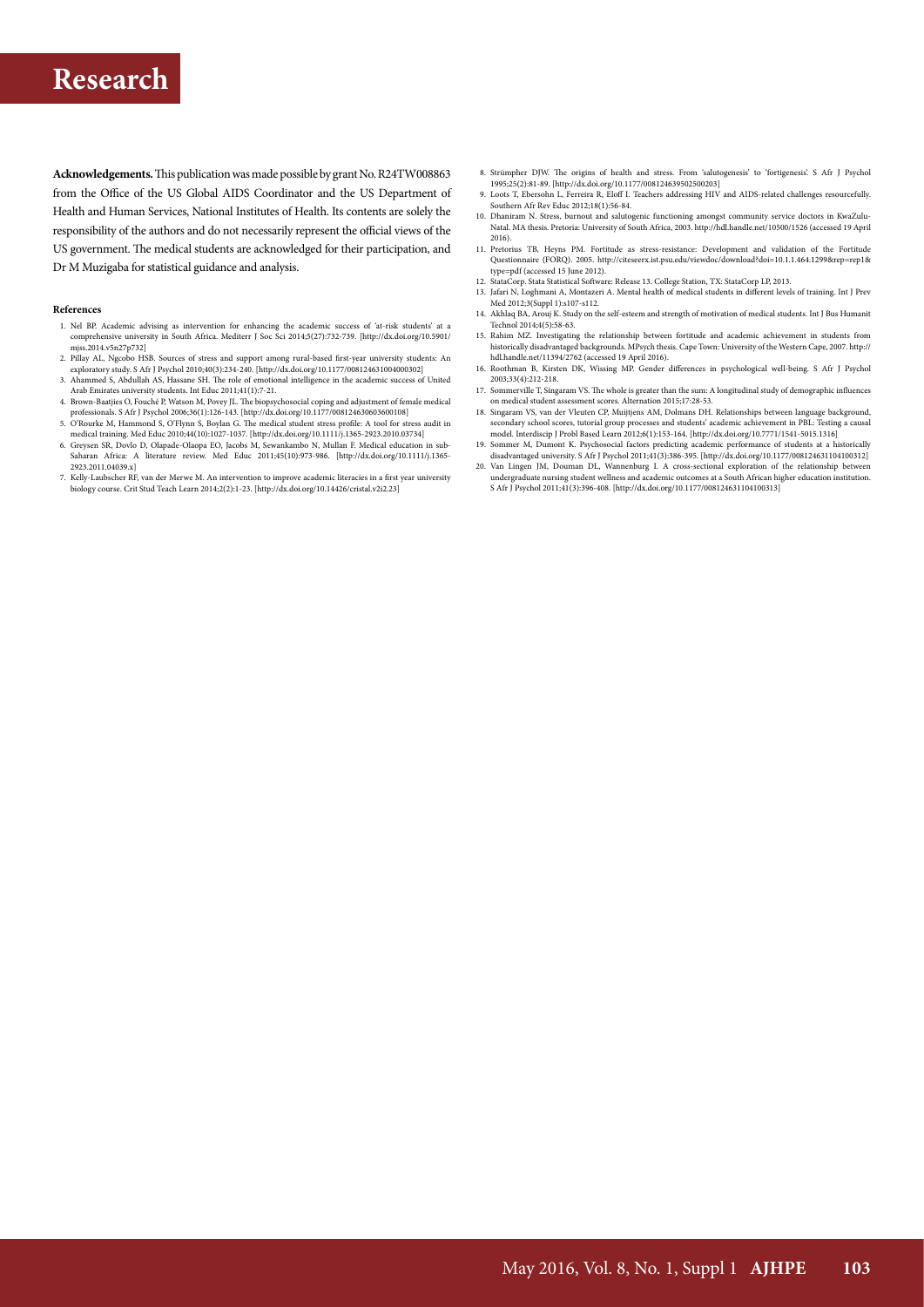**Acknowledgements.** This publication was made possible by grant No. R24TW008863 from the Office of the US Global AIDS Coordinator and the US Department of Health and Human Services, National Institutes of Health. Its contents are solely the responsibility of the authors and do not necessarily represent the official views of the US government. The medical students are acknowledged for their participation, and Dr M Muzigaba for statistical guidance and analysis.

#### References

1. Nel BP. Academic advising as intervention for enhancing the academic success of 'at-risk students' at a comprehensive university in South Africa. Mediterr J Soc Sci 2014;5(27):732-739. [http://dx.doi.org/10.5901/mjss.2014.v5n27p732]
2. Pillay AL, Ngcobo HSB. Sources of stress and support among rural-based first-year university students: An exploratory study. S Afr J Psychol 2010;40(3):234-240. [http://dx.doi.org/10.1177/008124631004000302]
3. Ahammed S, Abdullah AS, Hassane SH. The role of emotional intelligence in the academic success of United Arab Emirates university students. Int Educ 2011;41(1):7-21.
4. Brown-Baatjies O, Fouché P, Watson M, Povey JL. The biopsychosocial coping and adjustment of female medical professionals. S Afr J Psychol 2006;36(1):126-143. [http://dx.doi.org/10.1177/008124630603600108]
5. O'Rourke M, Hammond S, O'Flynn S, Boylan G. The medical student stress profile: A tool for stress audit in medical training. Med Educ 2010;44(10):1027-1037. [http://dx.doi.org/10.1111/j.1365-2923.2010.03734]
6. Greysen SR, Dovlo D, Olapade-Olaopa EO, Jacobs M, Sewankambo N, Mullan F. Medical education in sub-Saharan Africa: A literature review. Med Educ 2011;45(10):973-986. [http://dx.doi.org/10.1111/j.1365-2923.2011.04039.x]
7. Kelly-Laubscher RF, van der Merwe M. An intervention to improve academic literacies in a first year university biology course. Crit Stud Teach Learn 2014;2(2):1-23. [http://dx.doi.org/10.14426/cristal.v2i2.23]
8. Strümpher DJW. The origins of health and stress. From 'salutogenesis' to 'fortigenesis'. S Afr J Psychol 1995;25(2):81-89. [http://dx.doi.org/10.1177/008124639502500203]
9. Loots T, Ebersohn L, Ferreira R, Eloff I. Teachers addressing HIV and AIDS-related challenges resourcefully. Southern Afr Rev Educ 2012;18(1):56-84.
10. Dhaniram N. Stress, burnout and salutogenic functioning amongst community service doctors in KwaZulu-Natal. MA thesis. Pretoria: University of South Africa, 2003. http://hdl.handle.net/10500/1526 (accessed 19 April 2016).
11. Pretorius TB, Heyns PM. Fortitude as stress-resistance: Development and validation of the Fortitude Questionnaire (FORQ). 2005. http://citeseerx.ist.psu.edu/viewdoc/download?doi=10.1.1.464.1299&rep=rep1&type=pdf (accessed 15 June 2012).
12. StataCorp. Stata Statistical Software: Release 13. College Station, TX: StataCorp LP, 2013.
13. Jafari N, Loghmani A, Montazeri A. Mental health of medical students in different levels of training. Int J Prev Med 2012;3(Suppl 1):s107-s112.
14. Akhlaq BA, Arouj K. Study on the self-esteem and strength of motivation of medical students. Int J Bus Humanit Technol 2014;4(5):58-63.
15. Rahim MZ. Investigating the relationship between fortitude and academic achievement in students from historically disadvantaged backgrounds. MPsych thesis. Cape Town: University of the Western Cape, 2007. http://hdl.handle.net/11394/2762 (accessed 19 April 2016).
16. Roothman B, Kirsten DK, Wissing MP. Gender differences in psychological well-being. S Afr J Psychol 2003;33(4):212-218.
17. Sommerville T, Singaram VS. The whole is greater than the sum: A longitudinal study of demographic influences on medical student assessment scores. Alternation 2015;17:28-53.
18. Singaram VS, van der Vleuten CP, Muijtjens AM, Dolmans DH. Relationships between language background, secondary school scores, tutorial group processes and students' academic achievement in PBL: Testing a causal model. Interdiscip J Probl Based Learn 2012;6(1):153-164. [http://dx.doi.org/10.7771/1541-5015.1316]
19. Sommer M, Dumont K. Psychosocial factors predicting academic performance of students at a historically disadvantaged university. S Afr J Psychol 2011;41(3):386-395. [http://dx.doi.org/10.1177/008124631104100312]
20. Van Lingen JM, Douman DL, Wannenburg I. A cross-sectional exploration of the relationship between undergraduate nursing student wellness and academic outcomes at a South African higher education institution. S Afr J Psychol 2011;41(3):396-408. [http://dx.doi.org/10.1177/008124631104100313]